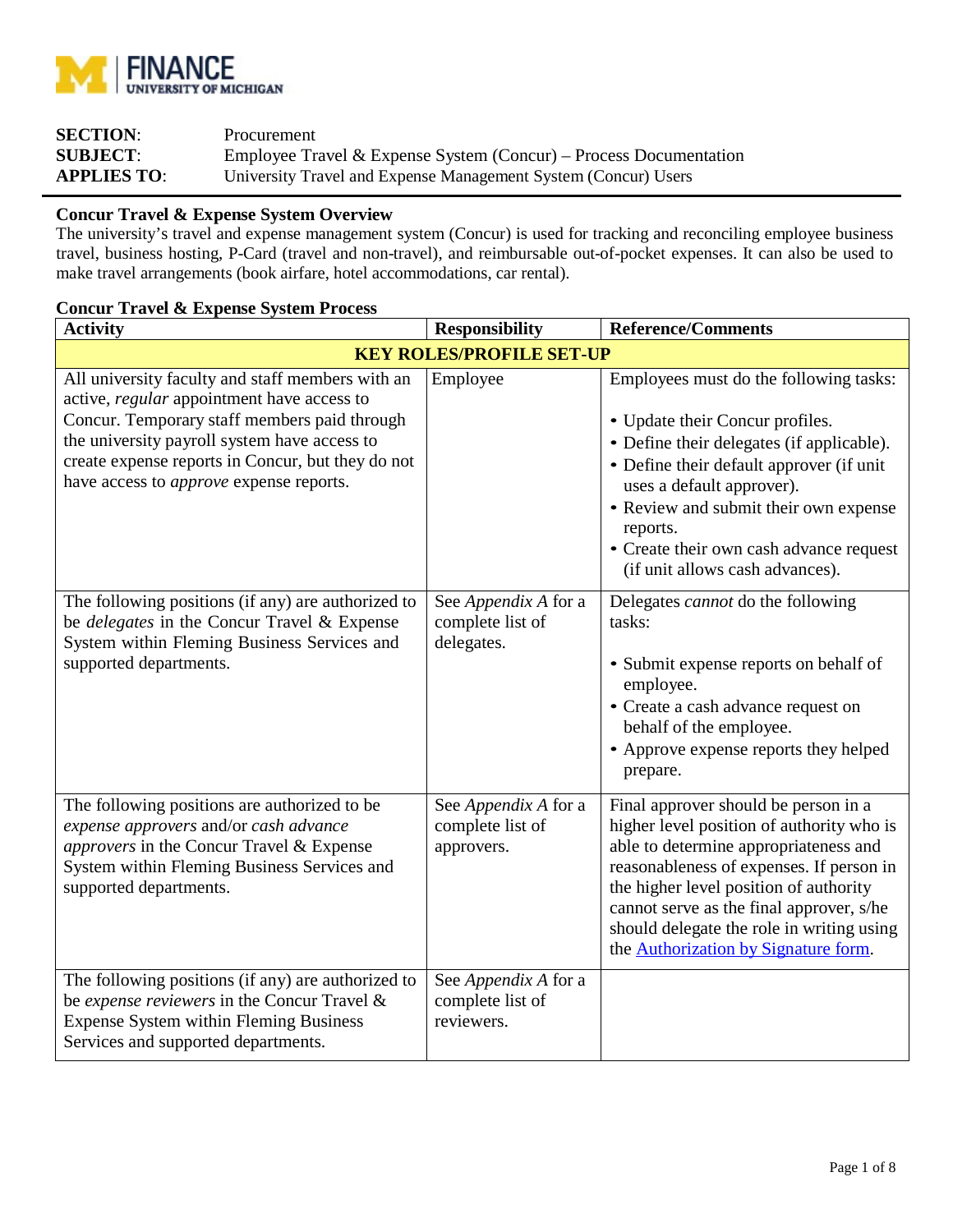FINANCE
UNIVERSITY OF MICHIGAN

**SECTION**: Procurement
**SUBJECT**: Employee Travel & Expense System (Concur) – Process Documentation
**APPLIES TO**: University Travel and Expense Management System (Concur) Users

---

**Concur Travel & Expense System Overview**

The university's travel and expense management system (Concur) is used for tracking and reconciling employee business travel, business hosting, P-Card (travel and non-travel), and reimbursable out-of-pocket expenses. It can also be used to make travel arrangements (book airfare, hotel accommodations, car rental).

**Concur Travel & Expense System Process**

| Activity | Responsibility | Reference/Comments |
| --- | --- | --- |
| **KEY ROLES/PROFILE SET-UP** | | |
| All university faculty and staff members with an active, *regular* appointment have access to Concur. Temporary staff members paid through the university payroll system have access to create expense reports in Concur, but they do not have access to *approve* expense reports. | Employee | Employees must do the following tasks:<br><br>• Update their Concur profiles.<br>• Define their delegates (if applicable).<br>• Define their default approver (if unit uses a default approver).<br>• Review and submit their own expense reports.<br>• Create their own cash advance request (if unit allows cash advances). |
| The following positions (if any) are authorized to be *delegates* in the Concur Travel & Expense System within Fleming Business Services and supported departments. | See *Appendix A* for a complete list of delegates. | Delegates *cannot* do the following tasks:<br><br>• Submit expense reports on behalf of employee.<br>• Create a cash advance request on behalf of the employee.<br>• Approve expense reports they helped prepare. |
| The following positions are authorized to be *expense approvers* and/or *cash advance approvers* in the Concur Travel & Expense System within Fleming Business Services and supported departments. | See *Appendix A* for a complete list of approvers. | Final approver should be person in a higher level position of authority who is able to determine appropriateness and reasonableness of expenses. If person in the higher level position of authority cannot serve as the final approver, s/he should delegate the role in writing using the Authorization by Signature form. |
| The following positions (if any) are authorized to be *expense reviewers* in the Concur Travel & Expense System within Fleming Business Services and supported departments. | See *Appendix A* for a complete list of reviewers. | |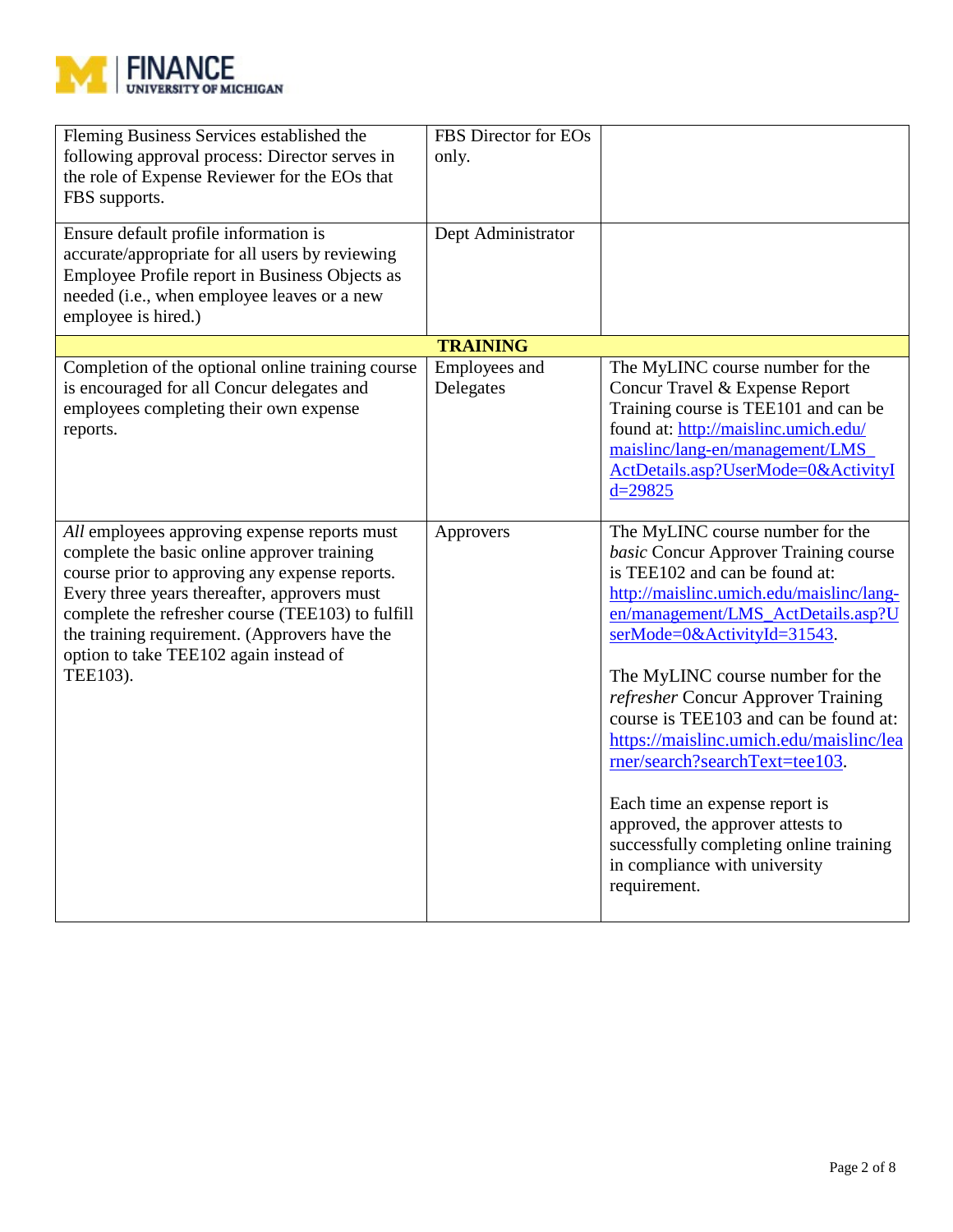| | | |
|---|---|---|
| Fleming Business Services established the following approval process: Director serves in the role of Expense Reviewer for the EOs that FBS supports. | FBS Director for EOs only. | |
| Ensure default profile information is accurate/appropriate for all users by reviewing Employee Profile report in Business Objects as needed (i.e., when employee leaves or a new employee is hired.) | Dept Administrator | |
| **TRAINING** | | |
| Completion of the optional online training course is encouraged for all Concur delegates and employees completing their own expense reports. | Employees and Delegates | The MyLINC course number for the Concur Travel & Expense Report Training course is TEE101 and can be found at: [http://maislinc.umich.edu/maislinc/lang-en/management/LMS_ActDetails.asp?UserMode=0&ActivityId=29825](http://maislinc.umich.edu/maislinc/lang-en/management/LMS_ActDetails.asp?UserMode=0&ActivityId=29825) |
| *All* employees approving expense reports must complete the basic online approver training course prior to approving any expense reports. Every three years thereafter, approvers must complete the refresher course (TEE103) to fulfill the training requirement. (Approvers have the option to take TEE102 again instead of TEE103). | Approvers | The MyLINC course number for the *basic* Concur Approver Training course is TEE102 and can be found at: [http://maislinc.umich.edu/maislinc/lang-en/management/LMS_ActDetails.asp?UserMode=0&ActivityId=31543](http://maislinc.umich.edu/maislinc/lang-en/management/LMS_ActDetails.asp?UserMode=0&ActivityId=31543).<br><br>The MyLINC course number for the *refresher* Concur Approver Training course is TEE103 and can be found at: [https://maislinc.umich.edu/maislinc/learner/search?searchText=tee103](https://maislinc.umich.edu/maislinc/learner/search?searchText=tee103).<br><br>Each time an expense report is approved, the approver attests to successfully completing online training in compliance with university requirement. |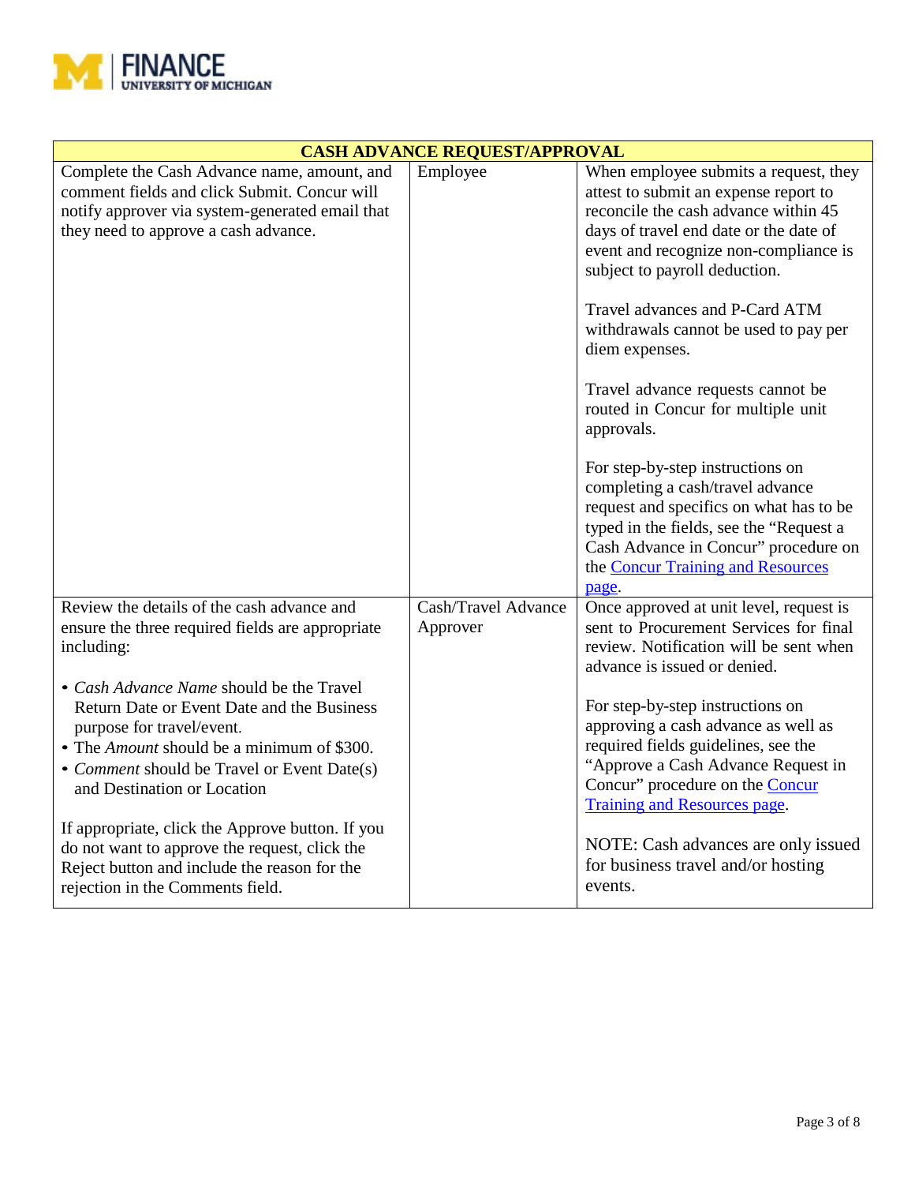| CASH ADVANCE REQUEST/APPROVAL | | |
|---|---|---|
| Complete the Cash Advance name, amount, and comment fields and click Submit. Concur will notify approver via system-generated email that they need to approve a cash advance. | Employee | When employee submits a request, they attest to submit an expense report to reconcile the cash advance within 45 days of travel end date or the date of event and recognize non-compliance is subject to payroll deduction.<br><br>Travel advances and P-Card ATM withdrawals cannot be used to pay per diem expenses.<br><br>Travel advance requests cannot be routed in Concur for multiple unit approvals.<br><br>For step-by-step instructions on completing a cash/travel advance request and specifics on what has to be typed in the fields, see the "Request a Cash Advance in Concur" procedure on the Concur Training and Resources page. |
| Review the details of the cash advance and ensure the three required fields are appropriate including:<br><br>• *Cash Advance Name* should be the Travel Return Date or Event Date and the Business purpose for travel/event.<br>• The *Amount* should be a minimum of $300.<br>• *Comment* should be Travel or Event Date(s) and Destination or Location<br><br>If appropriate, click the Approve button. If you do not want to approve the request, click the Reject button and include the reason for the rejection in the Comments field. | Cash/Travel Advance Approver | Once approved at unit level, request is sent to Procurement Services for final review. Notification will be sent when advance is issued or denied.<br><br>For step-by-step instructions on approving a cash advance as well as required fields guidelines, see the "Approve a Cash Advance Request in Concur" procedure on the Concur Training and Resources page.<br><br>NOTE: Cash advances are only issued for business travel and/or hosting events. |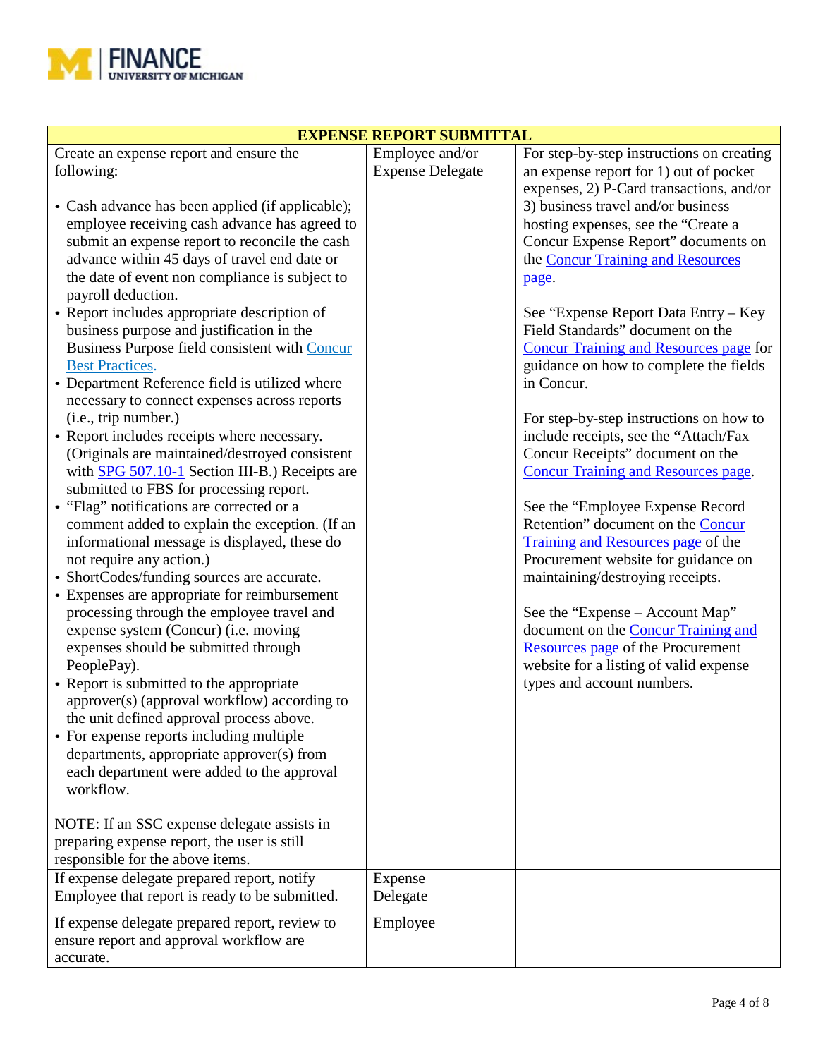| EXPENSE REPORT SUBMITTAL | | |
|---|---|---|
| Create an expense report and ensure the following:<br><br>• Cash advance has been applied (if applicable); employee receiving cash advance has agreed to submit an expense report to reconcile the cash advance within 45 days of travel end date or the date of event non compliance is subject to payroll deduction.<br>• Report includes appropriate description of business purpose and justification in the Business Purpose field consistent with Concur Best Practices.<br>• Department Reference field is utilized where necessary to connect expenses across reports (i.e., trip number.)<br>• Report includes receipts where necessary. (Originals are maintained/destroyed consistent with SPG 507.10-1 Section III-B.) Receipts are submitted to FBS for processing report.<br>• "Flag" notifications are corrected or a comment added to explain the exception. (If an informational message is displayed, these do not require any action.)<br>• ShortCodes/funding sources are accurate.<br>• Expenses are appropriate for reimbursement processing through the employee travel and expense system (Concur) (i.e. moving expenses should be submitted through PeoplePay).<br>• Report is submitted to the appropriate approver(s) (approval workflow) according to the unit defined approval process above.<br>• For expense reports including multiple departments, appropriate approver(s) from each department were added to the approval workflow.<br><br>NOTE: If an SSC expense delegate assists in preparing expense report, the user is still responsible for the above items. | Employee and/or Expense Delegate | For step-by-step instructions on creating an expense report for 1) out of pocket expenses, 2) P-Card transactions, and/or 3) business travel and/or business hosting expenses, see the "Create a Concur Expense Report" documents on the Concur Training and Resources page.<br><br>See "Expense Report Data Entry – Key Field Standards" document on the Concur Training and Resources page for guidance on how to complete the fields in Concur.<br><br>For step-by-step instructions on how to include receipts, see the **"**Attach/Fax Concur Receipts" document on the Concur Training and Resources page.<br><br>See the "Employee Expense Record Retention" document on the Concur Training and Resources page of the Procurement website for guidance on maintaining/destroying receipts.<br><br>See the "Expense – Account Map" document on the Concur Training and Resources page of the Procurement website for a listing of valid expense types and account numbers. |
| If expense delegate prepared report, notify Employee that report is ready to be submitted. | Expense Delegate | |
| If expense delegate prepared report, review to ensure report and approval workflow are accurate. | Employee | |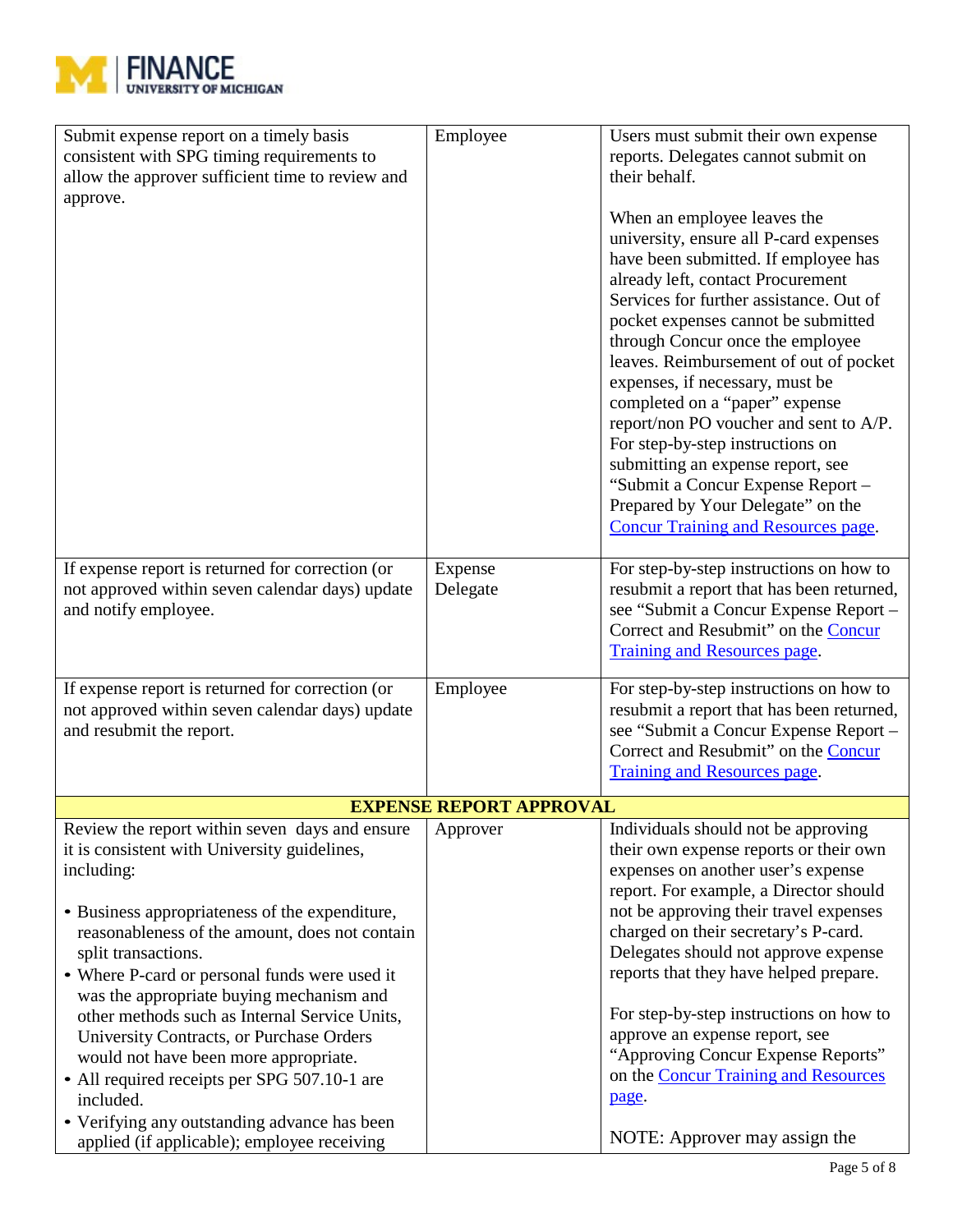| | | |
|---|---|---|
| Submit expense report on a timely basis consistent with SPG timing requirements to allow the approver sufficient time to review and approve. | Employee | Users must submit their own expense reports. Delegates cannot submit on their behalf.<br><br>When an employee leaves the university, ensure all P-card expenses have been submitted. If employee has already left, contact Procurement Services for further assistance. Out of pocket expenses cannot be submitted through Concur once the employee leaves. Reimbursement of out of pocket expenses, if necessary, must be completed on a "paper" expense report/non PO voucher and sent to A/P. For step-by-step instructions on submitting an expense report, see "Submit a Concur Expense Report – Prepared by Your Delegate" on the [Concur Training and Resources page](). |
| If expense report is returned for correction (or not approved within seven calendar days) update and notify employee. | Expense Delegate | For step-by-step instructions on how to resubmit a report that has been returned, see "Submit a Concur Expense Report – Correct and Resubmit" on the [Concur Training and Resources page](). |
| If expense report is returned for correction (or not approved within seven calendar days) update and resubmit the report. | Employee | For step-by-step instructions on how to resubmit a report that has been returned, see "Submit a Concur Expense Report – Correct and Resubmit" on the [Concur Training and Resources page](). |
| **EXPENSE REPORT APPROVAL** | | |
| Review the report within seven days and ensure it is consistent with University guidelines, including:<br><br>• Business appropriateness of the expenditure, reasonableness of the amount, does not contain split transactions.<br>• Where P-card or personal funds were used it was the appropriate buying mechanism and other methods such as Internal Service Units, University Contracts, or Purchase Orders would not have been more appropriate.<br>• All required receipts per SPG 507.10-1 are included.<br>• Verifying any outstanding advance has been applied (if applicable); employee receiving | Approver | Individuals should not be approving their own expense reports or their own expenses on another user's expense report. For example, a Director should not be approving their travel expenses charged on their secretary's P-card. Delegates should not approve expense reports that they have helped prepare.<br><br>For step-by-step instructions on how to approve an expense report, see "Approving Concur Expense Reports" on the [Concur Training and Resources page]().<br><br>NOTE: Approver may assign the |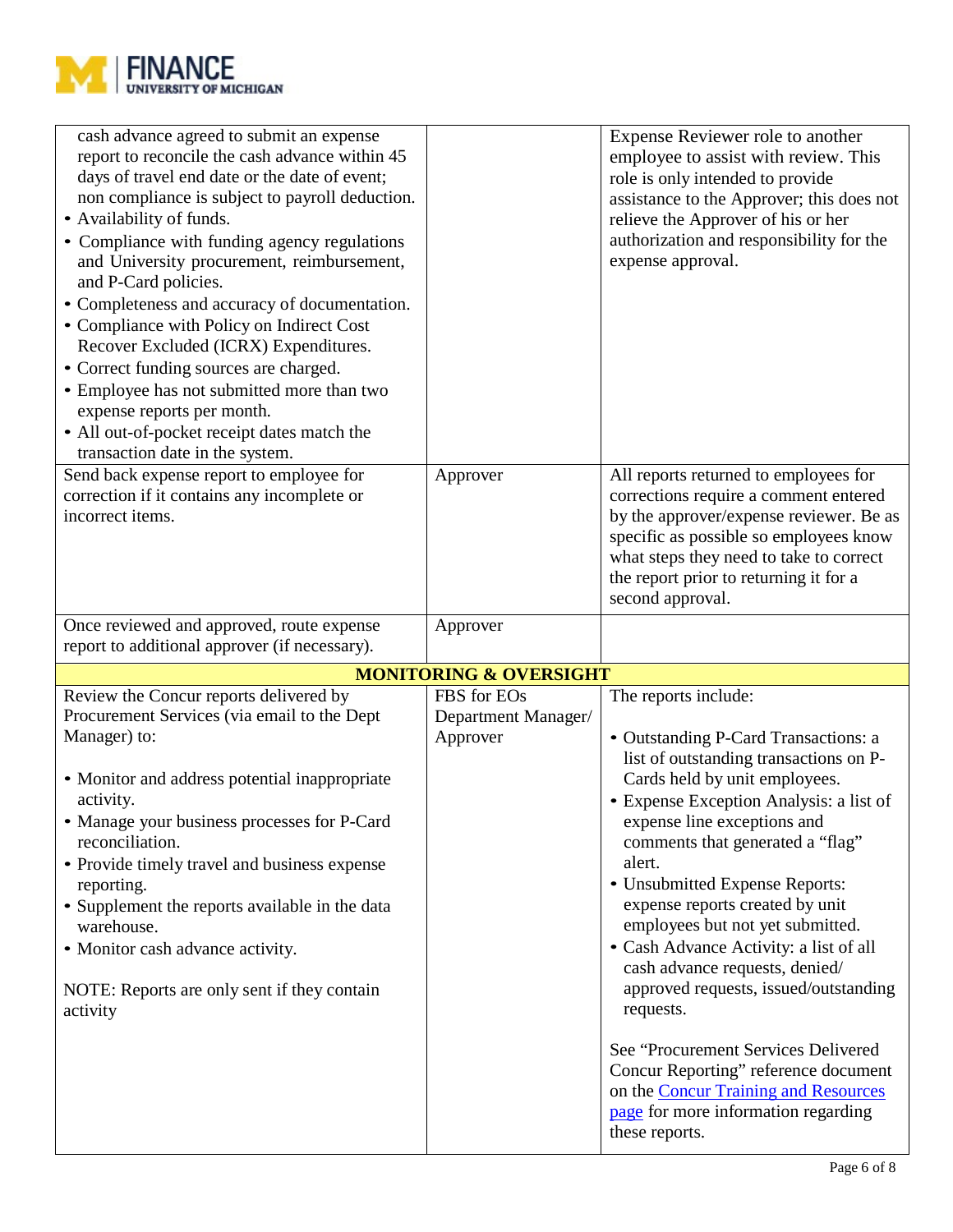| | | |
|---|---|---|
| cash advance agreed to submit an expense report to reconcile the cash advance within 45 days of travel end date or the date of event; non compliance is subject to payroll deduction.<br>• Availability of funds.<br>• Compliance with funding agency regulations and University procurement, reimbursement, and P-Card policies.<br>• Completeness and accuracy of documentation.<br>• Compliance with Policy on Indirect Cost Recover Excluded (ICRX) Expenditures.<br>• Correct funding sources are charged.<br>• Employee has not submitted more than two expense reports per month.<br>• All out-of-pocket receipt dates match the transaction date in the system. | | Expense Reviewer role to another employee to assist with review. This role is only intended to provide assistance to the Approver; this does not relieve the Approver of his or her authorization and responsibility for the expense approval. |
| Send back expense report to employee for correction if it contains any incomplete or incorrect items. | Approver | All reports returned to employees for corrections require a comment entered by the approver/expense reviewer. Be as specific as possible so employees know what steps they need to take to correct the report prior to returning it for a second approval. |
| Once reviewed and approved, route expense report to additional approver (if necessary). | Approver | |
| **MONITORING & OVERSIGHT** | | |
| Review the Concur reports delivered by Procurement Services (via email to the Dept Manager) to:<br><br>• Monitor and address potential inappropriate activity.<br>• Manage your business processes for P-Card reconciliation.<br>• Provide timely travel and business expense reporting.<br>• Supplement the reports available in the data warehouse.<br>• Monitor cash advance activity.<br><br>NOTE: Reports are only sent if they contain activity | FBS for EOs<br>Department Manager/ Approver | The reports include:<br><br>• Outstanding P-Card Transactions: a list of outstanding transactions on P-Cards held by unit employees.<br>• Expense Exception Analysis: a list of expense line exceptions and comments that generated a "flag" alert.<br>• Unsubmitted Expense Reports: expense reports created by unit employees but not yet submitted.<br>• Cash Advance Activity: a list of all cash advance requests, denied/ approved requests, issued/outstanding requests.<br><br>See "Procurement Services Delivered Concur Reporting" reference document on the Concur Training and Resources page for more information regarding these reports. |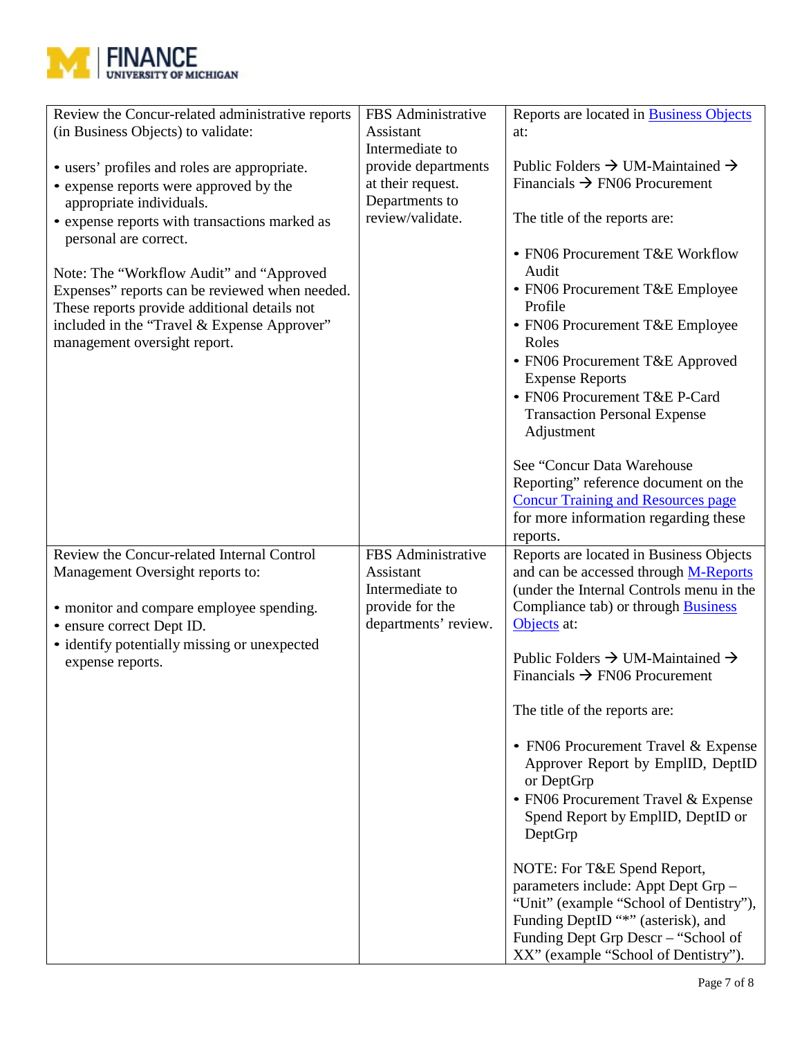| | | |
|---|---|---|
| Review the Concur-related administrative reports (in Business Objects) to validate:<br><br>• users' profiles and roles are appropriate.<br>• expense reports were approved by the appropriate individuals.<br>• expense reports with transactions marked as personal are correct.<br><br>Note: The "Workflow Audit" and "Approved Expenses" reports can be reviewed when needed. These reports provide additional details not included in the "Travel & Expense Approver" management oversight report. | FBS Administrative Assistant Intermediate to provide departments at their request. Departments to review/validate. | Reports are located in Business Objects at:<br><br>Public Folders → UM-Maintained → Financials → FN06 Procurement<br><br>The title of the reports are:<br><br>• FN06 Procurement T&E Workflow Audit<br>• FN06 Procurement T&E Employee Profile<br>• FN06 Procurement T&E Employee Roles<br>• FN06 Procurement T&E Approved Expense Reports<br>• FN06 Procurement T&E P-Card Transaction Personal Expense Adjustment<br><br>See "Concur Data Warehouse Reporting" reference document on the Concur Training and Resources page for more information regarding these reports. |
| Review the Concur-related Internal Control Management Oversight reports to:<br><br>• monitor and compare employee spending.<br>• ensure correct Dept ID.<br>• identify potentially missing or unexpected expense reports. | FBS Administrative Assistant Intermediate to provide for the departments' review. | Reports are located in Business Objects and can be accessed through M-Reports (under the Internal Controls menu in the Compliance tab) or through Business Objects at:<br><br>Public Folders → UM-Maintained → Financials → FN06 Procurement<br><br>The title of the reports are:<br><br>• FN06 Procurement Travel & Expense Approver Report by EmplID, DeptID or DeptGrp<br>• FN06 Procurement Travel & Expense Spend Report by EmplID, DeptID or DeptGrp<br><br>NOTE: For T&E Spend Report, parameters include: Appt Dept Grp – "Unit" (example "School of Dentistry"), Funding DeptID "*" (asterisk), and Funding Dept Grp Descr – "School of XX" (example "School of Dentistry"). |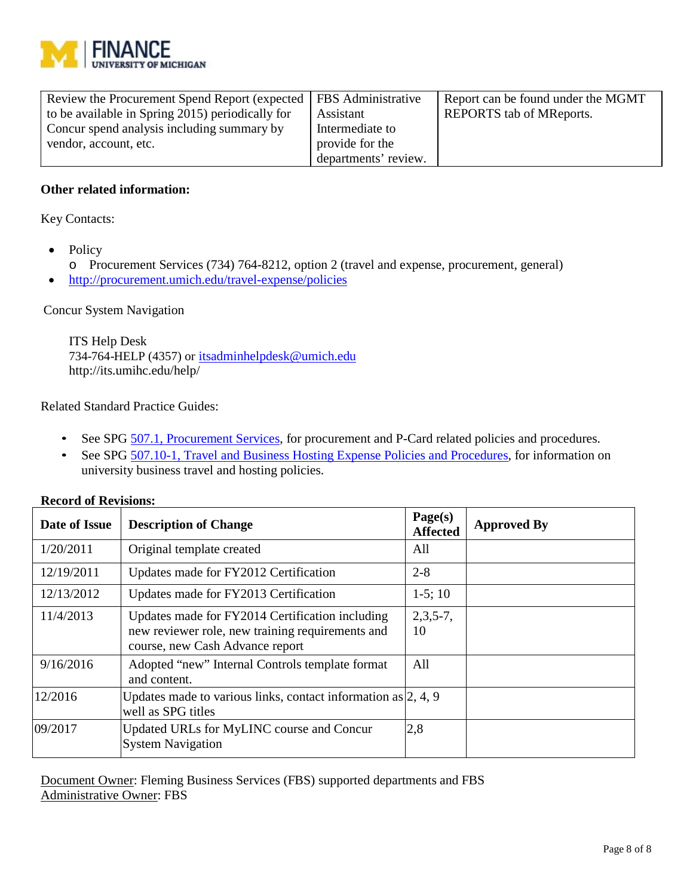| | | |
|---|---|---|
| Review the Procurement Spend Report (expected to be available in Spring 2015) periodically for Concur spend analysis including summary by vendor, account, etc. | FBS Administrative Assistant Intermediate to provide for the departments' review. | Report can be found under the MGMT REPORTS tab of MReports. |

**Other related information:**

Key Contacts:

- Policy
  - Procurement Services (734) 764-8212, option 2 (travel and expense, procurement, general)
- http://procurement.umich.edu/travel-expense/policies

Concur System Navigation

ITS Help Desk
734-764-HELP (4357) or itsadminhelpdesk@umich.edu
http://its.umihc.edu/help/

Related Standard Practice Guides:

- See SPG 507.1, Procurement Services, for procurement and P-Card related policies and procedures.
- See SPG 507.10-1, Travel and Business Hosting Expense Policies and Procedures, for information on university business travel and hosting policies.

**Record of Revisions:**

| Date of Issue | Description of Change | Page(s) Affected | Approved By |
|---|---|---|---|
| 1/20/2011 | Original template created | All | |
| 12/19/2011 | Updates made for FY2012 Certification | 2-8 | |
| 12/13/2012 | Updates made for FY2013 Certification | 1-5; 10 | |
| 11/4/2013 | Updates made for FY2014 Certification including new reviewer role, new training requirements and course, new Cash Advance report | 2,3,5-7, 10 | |
| 9/16/2016 | Adopted "new" Internal Controls template format and content. | All | |
| 12/2016 | Updates made to various links, contact information as well as SPG titles | 2, 4, 9 | |
| 09/2017 | Updated URLs for MyLINC course and Concur System Navigation | 2,8 | |

Document Owner: Fleming Business Services (FBS) supported departments and FBS
Administrative Owner: FBS